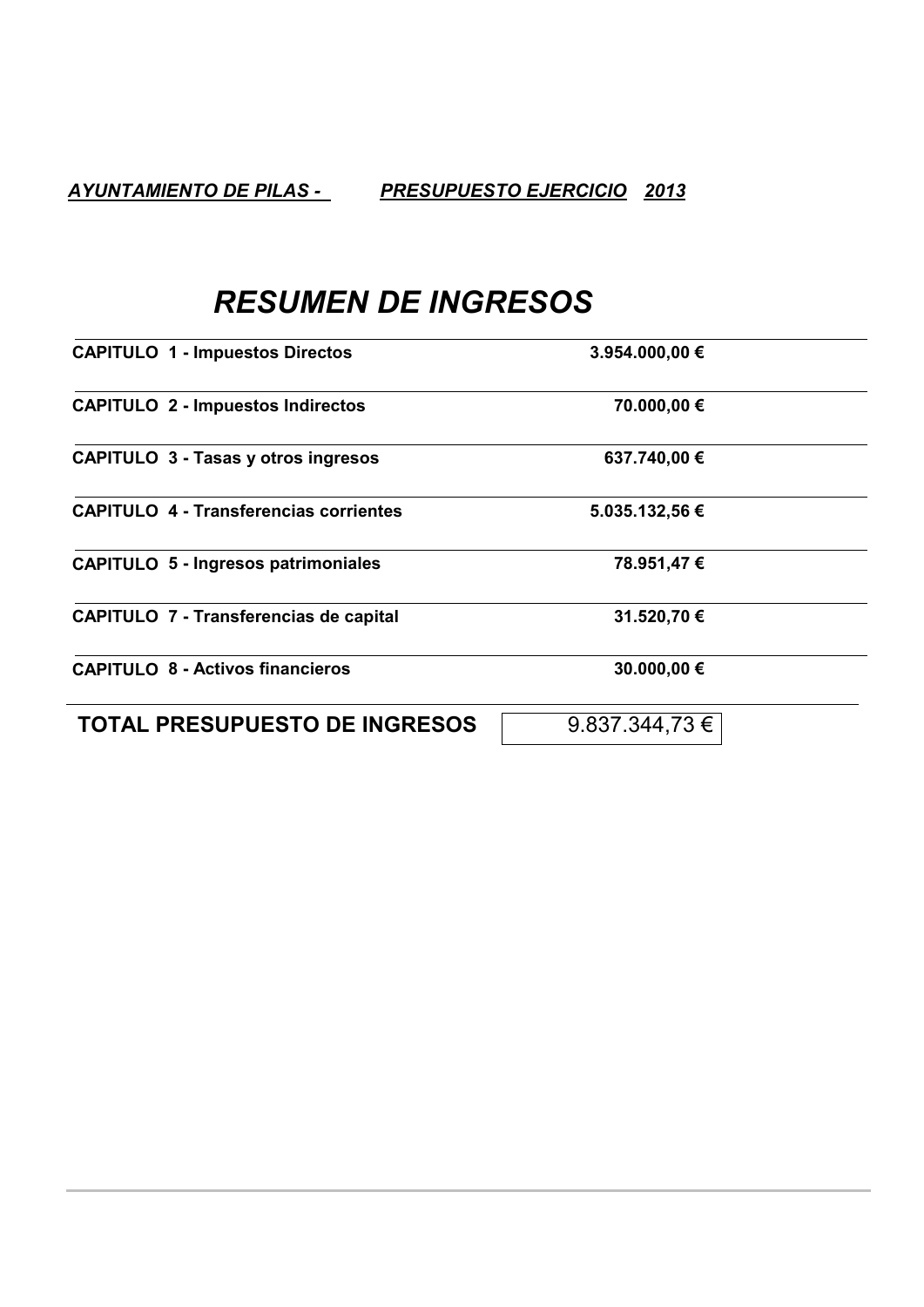***AYUNTAMIENTO DE PILAS -*** ***PRESUPUESTO EJERCICIO 2013***

# *RESUMEN DE INGRESOS*

| | |
|---|---|
| **CAPITULO 1 - Impuestos Directos** | **3.954.000,00 €** |
| **CAPITULO 2 - Impuestos Indirectos** | **70.000,00 €** |
| **CAPITULO 3 - Tasas y otros ingresos** | **637.740,00 €** |
| **CAPITULO 4 - Transferencias corrientes** | **5.035.132,56 €** |
| **CAPITULO 5 - Ingresos patrimoniales** | **78.951,47 €** |
| **CAPITULO 7 - Transferencias de capital** | **31.520,70 €** |
| **CAPITULO 8 - Activos financieros** | **30.000,00 €** |
| **TOTAL PRESUPUESTO DE INGRESOS** | 9.837.344,73 € |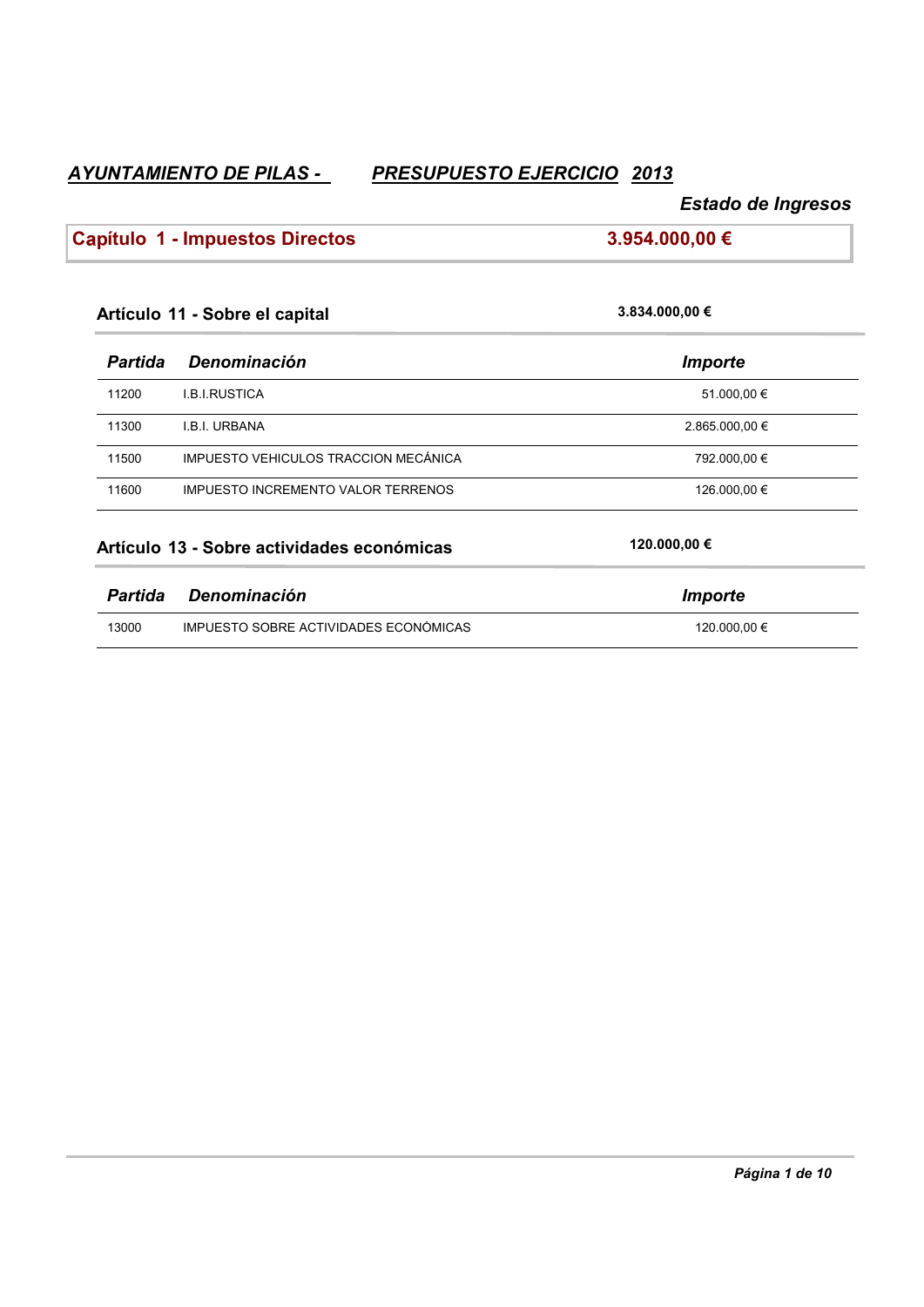## *AYUNTAMIENTO DE PILAS - PRESUPUESTO EJERCICIO 2013*

***Estado de Ingresos***

## Capítulo 1 - Impuestos Directos — 3.954.000,00 €

### Artículo 11 - Sobre el capital — 3.834.000,00 €

| Partida | Denominación | Importe |
|---|---|---|
| 11200 | I.B.I.RUSTICA | 51.000,00 € |
| 11300 | I.B.I. URBANA | 2.865.000,00 € |
| 11500 | IMPUESTO VEHICULOS TRACCION MECÁNICA | 792.000,00 € |
| 11600 | IMPUESTO INCREMENTO VALOR TERRENOS | 126.000,00 € |

### Artículo 13 - Sobre actividades económicas — 120.000,00 €

| Partida | Denominación | Importe |
|---|---|---|
| 13000 | IMPUESTO SOBRE ACTIVIDADES ECONÓMICAS | 120.000,00 € |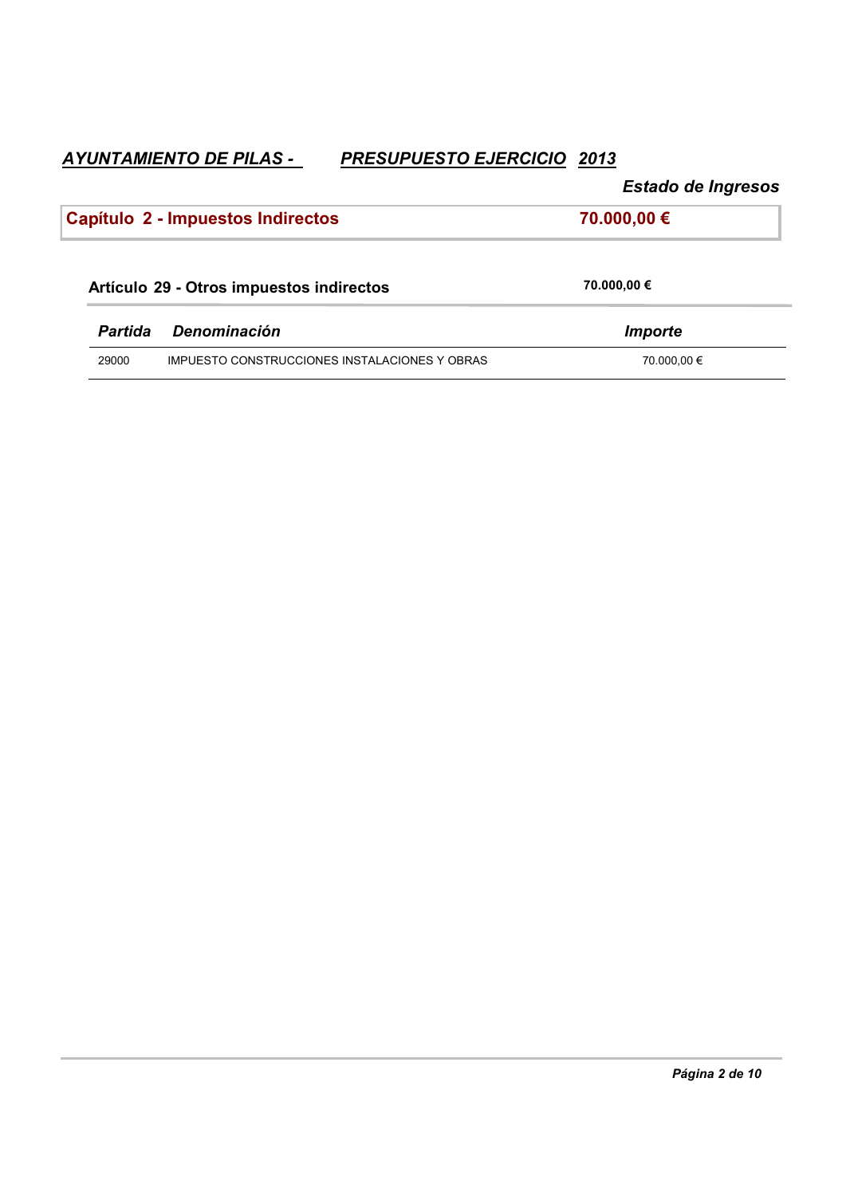## Capítulo 2 - Impuestos Indirectos — 70.000,00 €

### Artículo 29 - Otros impuestos indirectos — 70.000,00 €

| *Partida* | *Denominación* | *Importe* |
|---|---|---|
| 29000 | IMPUESTO CONSTRUCCIONES INSTALACIONES Y OBRAS | 70.000,00 € |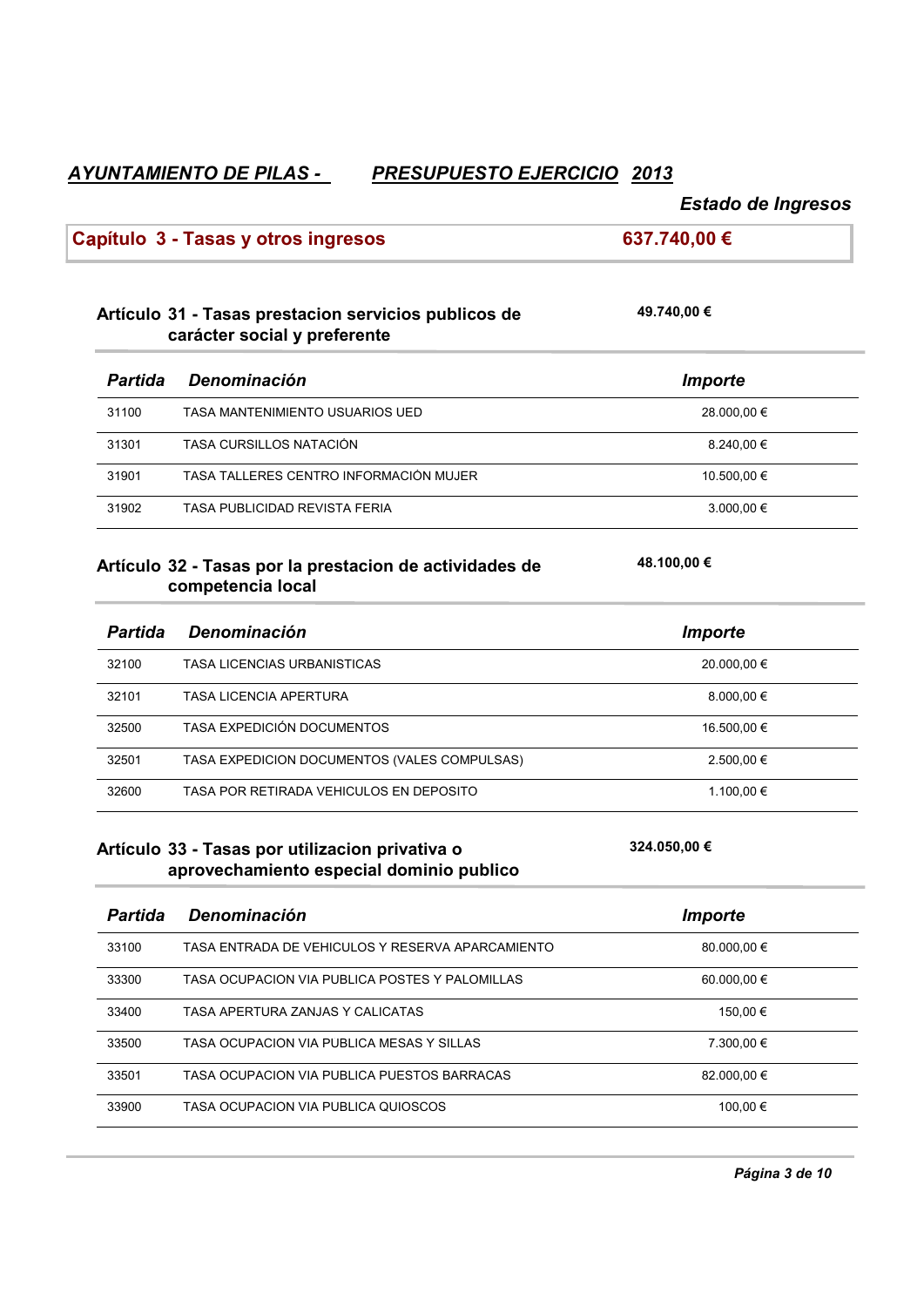## *AYUNTAMIENTO DE PILAS - PRESUPUESTO EJERCICIO 2013*

### *Estado de Ingresos*

## Capítulo 3 - Tasas y otros ingresos — 637.740,00 €

### Artículo 31 - Tasas prestacion servicios publicos de carácter social y preferente — 49.740,00 €

| *Partida* | *Denominación* | *Importe* |
|---|---|---|
| 31100 | TASA MANTENIMIENTO USUARIOS UED | 28.000,00 € |
| 31301 | TASA CURSILLOS NATACIÓN | 8.240,00 € |
| 31901 | TASA TALLERES CENTRO INFORMACIÓN MUJER | 10.500,00 € |
| 31902 | TASA PUBLICIDAD REVISTA FERIA | 3.000,00 € |

### Artículo 32 - Tasas por la prestacion de actividades de competencia local — 48.100,00 €

| *Partida* | *Denominación* | *Importe* |
|---|---|---|
| 32100 | TASA LICENCIAS URBANISTICAS | 20.000,00 € |
| 32101 | TASA LICENCIA APERTURA | 8.000,00 € |
| 32500 | TASA EXPEDICIÓN DOCUMENTOS | 16.500,00 € |
| 32501 | TASA EXPEDICION DOCUMENTOS (VALES COMPULSAS) | 2.500,00 € |
| 32600 | TASA POR RETIRADA VEHICULOS EN DEPOSITO | 1.100,00 € |

### Artículo 33 - Tasas por utilizacion privativa o aprovechamiento especial dominio publico — 324.050,00 €

| *Partida* | *Denominación* | *Importe* |
|---|---|---|
| 33100 | TASA ENTRADA DE VEHICULOS Y RESERVA APARCAMIENTO | 80.000,00 € |
| 33300 | TASA OCUPACION VIA PUBLICA POSTES Y PALOMILLAS | 60.000,00 € |
| 33400 | TASA APERTURA ZANJAS Y CALICATAS | 150,00 € |
| 33500 | TASA OCUPACION VIA PUBLICA MESAS Y SILLAS | 7.300,00 € |
| 33501 | TASA OCUPACION VIA PUBLICA PUESTOS BARRACAS | 82.000,00 € |
| 33900 | TASA OCUPACION VIA PUBLICA QUIOSCOS | 100,00 € |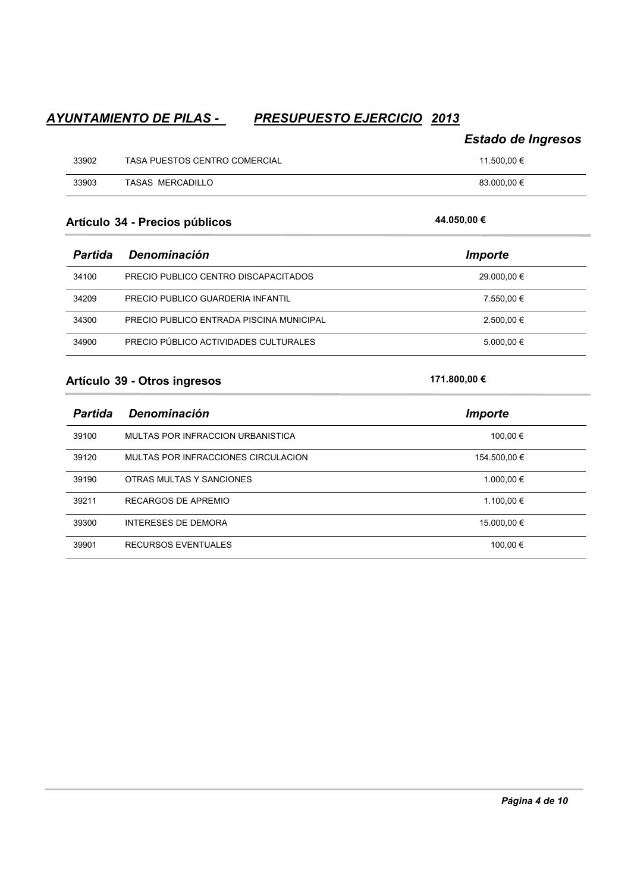## Estado de Ingresos

| | | |
|---|---|---|
| 33902 | TASA PUESTOS CENTRO COMERCIAL | 11.500,00 € |
| 33903 | TASAS MERCADILLO | 83.000,00 € |

### Artículo 34 - Precios públicos — 44.050,00 €

| Partida | Denominación | Importe |
|---|---|---|
| 34100 | PRECIO PUBLICO CENTRO DISCAPACITADOS | 29.000,00 € |
| 34209 | PRECIO PUBLICO GUARDERIA INFANTIL | 7.550,00 € |
| 34300 | PRECIO PUBLICO ENTRADA PISCINA MUNICIPAL | 2.500,00 € |
| 34900 | PRECIO PÚBLICO ACTIVIDADES CULTURALES | 5.000,00 € |

### Artículo 39 - Otros ingresos — 171.800,00 €

| Partida | Denominación | Importe |
|---|---|---|
| 39100 | MULTAS POR INFRACCION URBANISTICA | 100,00 € |
| 39120 | MULTAS POR INFRACCIONES CIRCULACION | 154.500,00 € |
| 39190 | OTRAS MULTAS Y SANCIONES | 1.000,00 € |
| 39211 | RECARGOS DE APREMIO | 1.100,00 € |
| 39300 | INTERESES DE DEMORA | 15.000,00 € |
| 39901 | RECURSOS EVENTUALES | 100,00 € |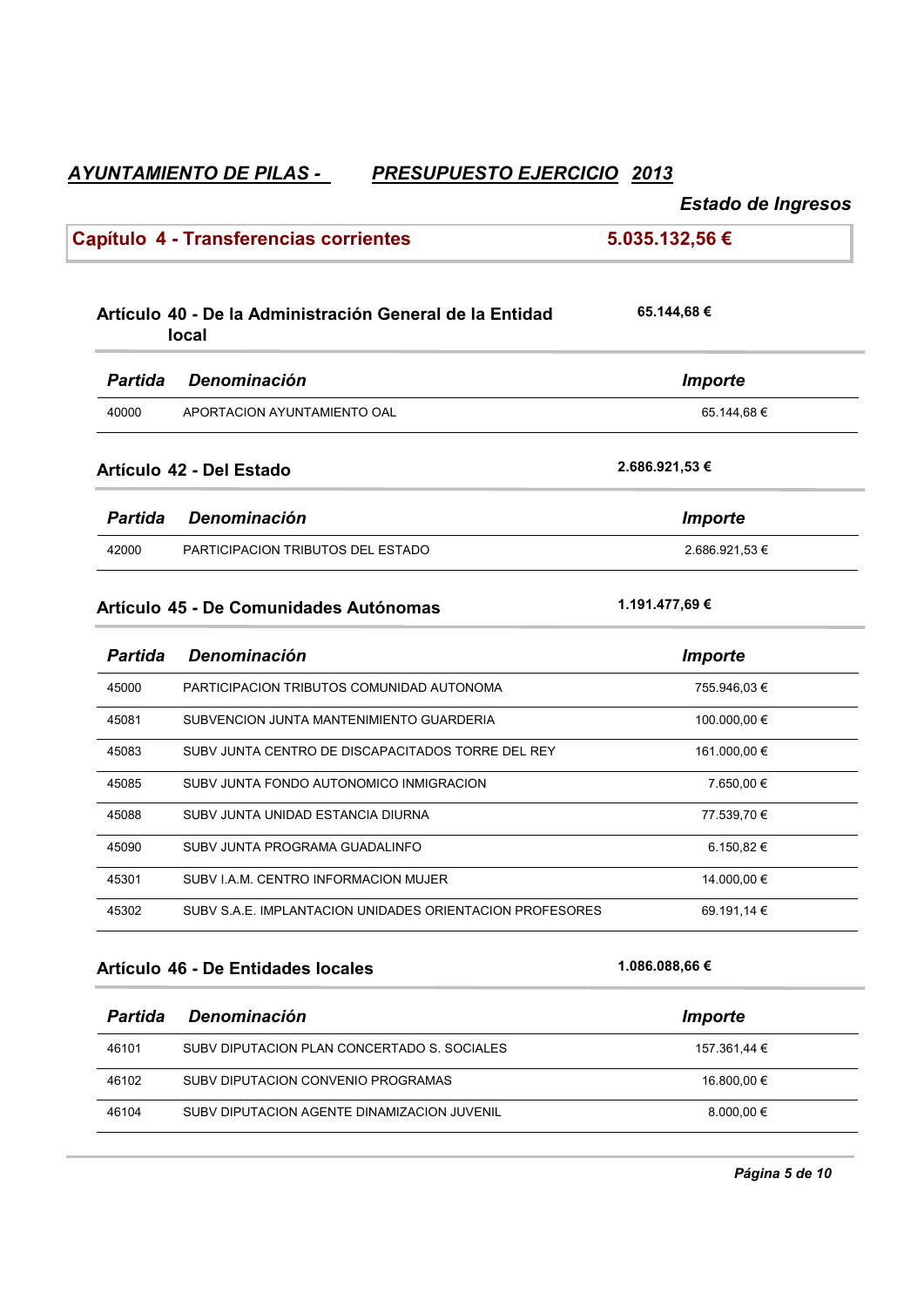## *AYUNTAMIENTO DE PILAS -* *PRESUPUESTO EJERCICIO 2013*

***Estado de Ingresos***

## Capítulo 4 - Transferencias corrientes — 5.035.132,56 €

### Artículo 40 - De la Administración General de la Entidad local — 65.144,68 €

| *Partida* | *Denominación* | *Importe* |
|---|---|---|
| 40000 | APORTACION AYUNTAMIENTO OAL | 65.144,68 € |

### Artículo 42 - Del Estado — 2.686.921,53 €

| *Partida* | *Denominación* | *Importe* |
|---|---|---|
| 42000 | PARTICIPACION TRIBUTOS DEL ESTADO | 2.686.921,53 € |

### Artículo 45 - De Comunidades Autónomas — 1.191.477,69 €

| *Partida* | *Denominación* | *Importe* |
|---|---|---|
| 45000 | PARTICIPACION TRIBUTOS COMUNIDAD AUTONOMA | 755.946,03 € |
| 45081 | SUBVENCION JUNTA MANTENIMIENTO GUARDERIA | 100.000,00 € |
| 45083 | SUBV JUNTA CENTRO DE DISCAPACITADOS TORRE DEL REY | 161.000,00 € |
| 45085 | SUBV JUNTA FONDO AUTONOMICO INMIGRACION | 7.650,00 € |
| 45088 | SUBV JUNTA UNIDAD ESTANCIA DIURNA | 77.539,70 € |
| 45090 | SUBV JUNTA PROGRAMA GUADALINFO | 6.150,82 € |
| 45301 | SUBV I.A.M. CENTRO INFORMACION MUJER | 14.000,00 € |
| 45302 | SUBV S.A.E. IMPLANTACION UNIDADES ORIENTACION PROFESORES | 69.191,14 € |

### Artículo 46 - De Entidades locales — 1.086.088,66 €

| *Partida* | *Denominación* | *Importe* |
|---|---|---|
| 46101 | SUBV DIPUTACION PLAN CONCERTADO S. SOCIALES | 157.361,44 € |
| 46102 | SUBV DIPUTACION CONVENIO PROGRAMAS | 16.800,00 € |
| 46104 | SUBV DIPUTACION AGENTE DINAMIZACION JUVENIL | 8.000,00 € |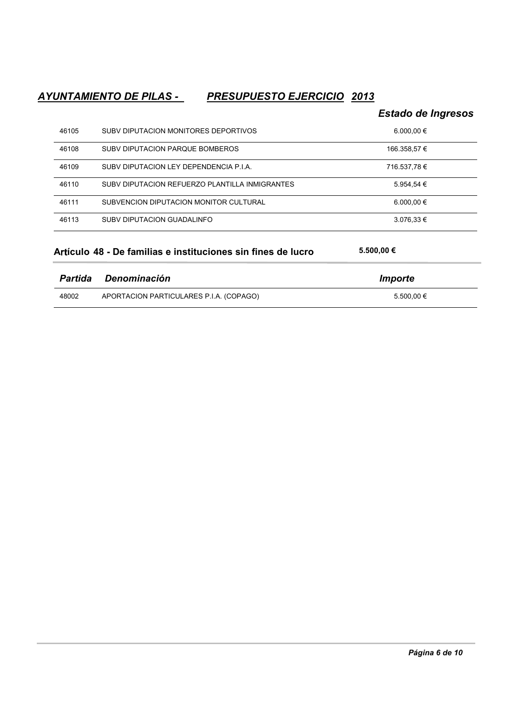# *AYUNTAMIENTO DE PILAS -* *PRESUPUESTO EJERCICIO 2013*

## *Estado de Ingresos*

| | | |
|---|---|---|
| 46105 | SUBV DIPUTACION MONITORES DEPORTIVOS | 6.000,00 € |
| 46108 | SUBV DIPUTACION PARQUE BOMBEROS | 166.358,57 € |
| 46109 | SUBV DIPUTACION LEY DEPENDENCIA P.I.A. | 716.537,78 € |
| 46110 | SUBV DIPUTACION REFUERZO PLANTILLA INMIGRANTES | 5.954,54 € |
| 46111 | SUBVENCION DIPUTACION MONITOR CULTURAL | 6.000,00 € |
| 46113 | SUBV DIPUTACION GUADALINFO | 3.076,33 € |

### Artículo 48 - De familias e instituciones sin fines de lucro **5.500,00 €**

| *Partida* | *Denominación* | *Importe* |
|---|---|---|
| 48002 | APORTACION PARTICULARES P.I.A. (COPAGO) | 5.500,00 € |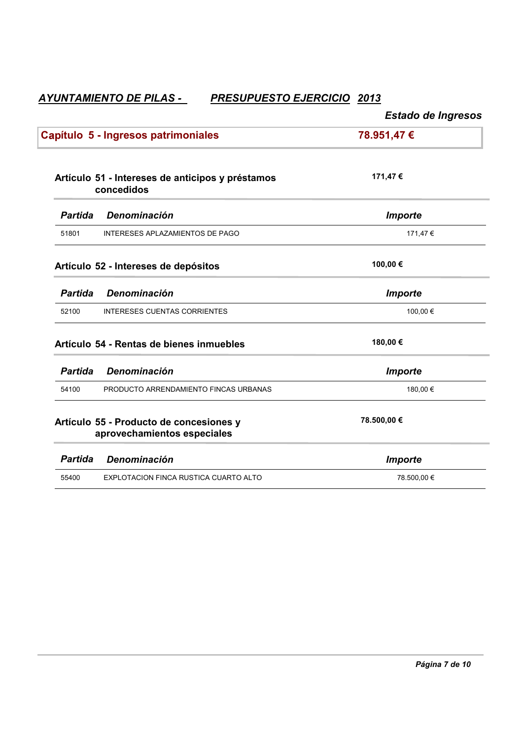***AYUNTAMIENTO DE PILAS -*** ***PRESUPUESTO EJERCICIO 2013***

***Estado de Ingresos***

## Capítulo 5 - Ingresos patrimoniales — 78.951,47 €

### Artículo 51 - Intereses de anticipos y préstamos concedidos — 171,47 €

| *Partida* | *Denominación* | *Importe* |
|---|---|---|
| 51801 | INTERESES APLAZAMIENTOS DE PAGO | 171,47 € |

### Artículo 52 - Intereses de depósitos — 100,00 €

| *Partida* | *Denominación* | *Importe* |
|---|---|---|
| 52100 | INTERESES CUENTAS CORRIENTES | 100,00 € |

### Artículo 54 - Rentas de bienes inmuebles — 180,00 €

| *Partida* | *Denominación* | *Importe* |
|---|---|---|
| 54100 | PRODUCTO ARRENDAMIENTO FINCAS URBANAS | 180,00 € |

### Artículo 55 - Producto de concesiones y aprovechamientos especiales — 78.500,00 €

| *Partida* | *Denominación* | *Importe* |
|---|---|---|
| 55400 | EXPLOTACION FINCA RUSTICA CUARTO ALTO | 78.500,00 € |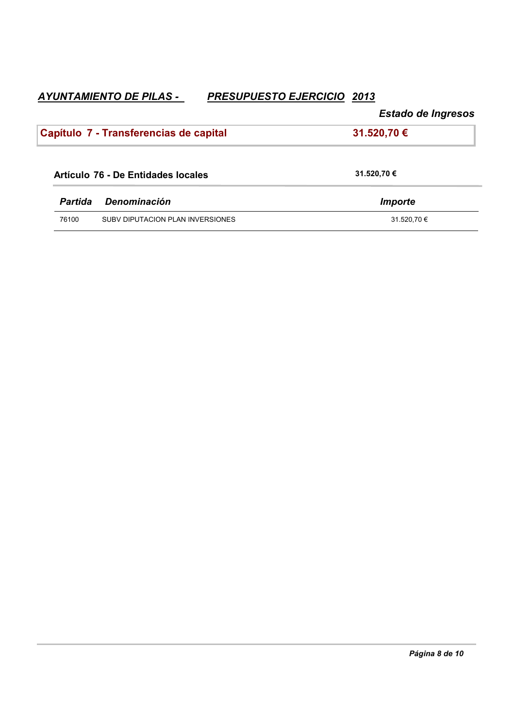## *AYUNTAMIENTO DE PILAS - PRESUPUESTO EJERCICIO 2013*

***Estado de Ingresos***

### Capítulo 7 - Transferencias de capital — 31.520,70 €

**Artículo 76 - De Entidades locales** — **31.520,70 €**

| *Partida* | *Denominación* | *Importe* |
|---|---|---|
| 76100 | SUBV DIPUTACION PLAN INVERSIONES | 31.520,70 € |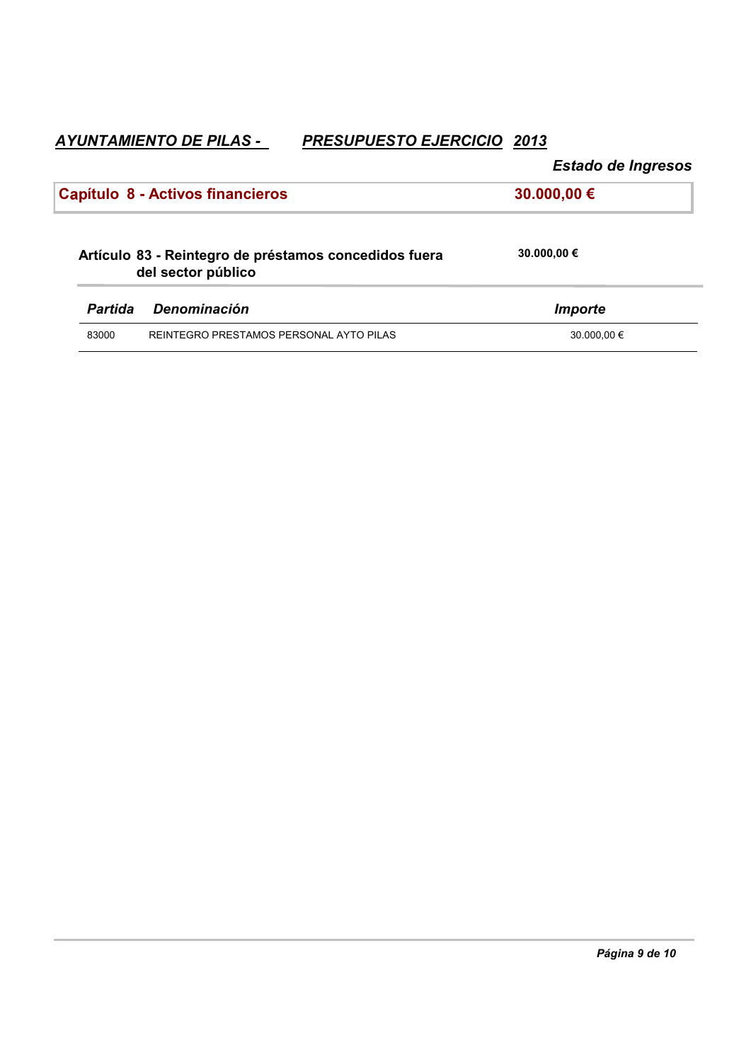*AYUNTAMIENTO DE PILAS -* *PRESUPUESTO EJERCICIO 2013*

*Estado de Ingresos*

## Capítulo 8 - Activos financieros — 30.000,00 €

### Artículo 83 - Reintegro de préstamos concedidos fuera del sector público — 30.000,00 €

| *Partida* | *Denominación* | *Importe* |
|---|---|---|
| 83000 | REINTEGRO PRESTAMOS PERSONAL AYTO PILAS | 30.000,00 € |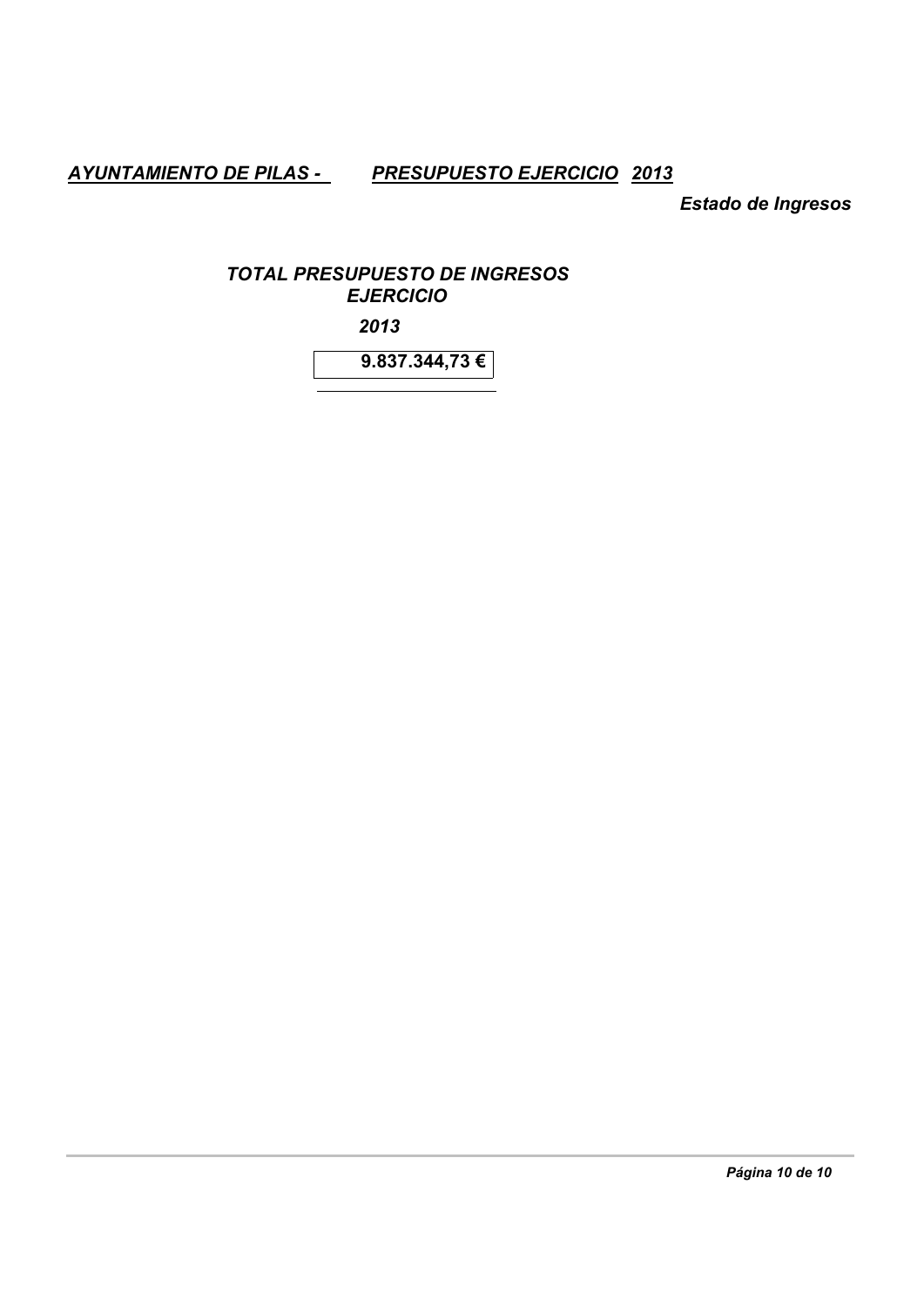***AYUNTAMIENTO DE PILAS - PRESUPUESTO EJERCICIO 2013***

***Estado de Ingresos***

***TOTAL PRESUPUESTO DE INGRESOS EJERCICIO***

***2013***

**9.837.344,73 €**